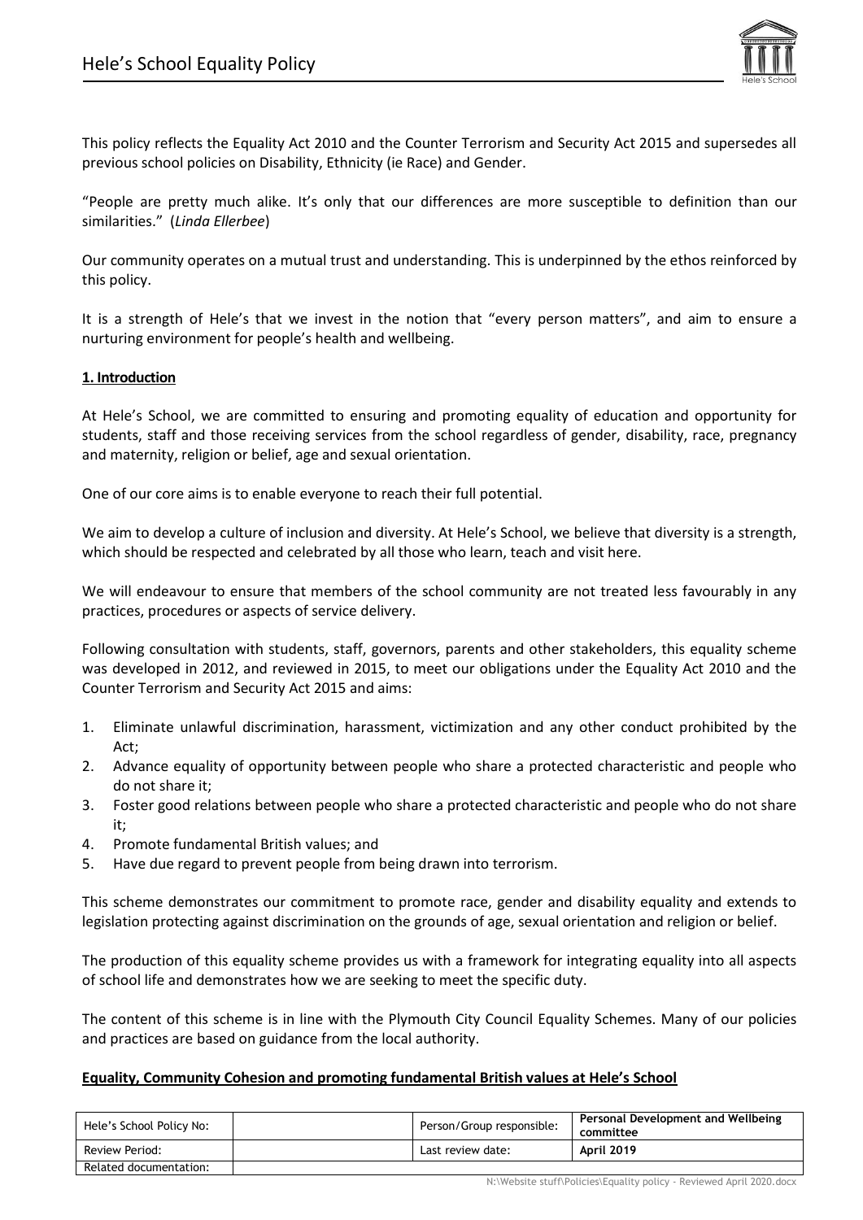# Hele's School Equality Policy

This policy reflects the Equality Act 2010 and the Counter Terrorism and Security Act 2015 and supersedes all previous school policies on Disability, Ethnicity (ie Race) and Gender.

"People are pretty much alike. It's only that our differences are more susceptible to definition than our similarities." (*Linda Ellerbee*)

Our community operates on a mutual trust and understanding. This is underpinned by the ethos reinforced by this policy.

It is a strength of Hele's that we invest in the notion that "every person matters", and aim to ensure a nurturing environment for people's health and wellbeing.

## 1. Introduction

At Hele's School, we are committed to ensuring and promoting equality of education and opportunity for students, staff and those receiving services from the school regardless of gender, disability, race, pregnancy and maternity, religion or belief, age and sexual orientation.

One of our core aims is to enable everyone to reach their full potential.

We aim to develop a culture of inclusion and diversity. At Hele's School, we believe that diversity is a strength, which should be respected and celebrated by all those who learn, teach and visit here.

We will endeavour to ensure that members of the school community are not treated less favourably in any practices, procedures or aspects of service delivery.

Following consultation with students, staff, governors, parents and other stakeholders, this equality scheme was developed in 2012, and reviewed in 2015, to meet our obligations under the Equality Act 2010 and the Counter Terrorism and Security Act 2015 and aims:

1. Eliminate unlawful discrimination, harassment, victimization and any other conduct prohibited by the Act;
2. Advance equality of opportunity between people who share a protected characteristic and people who do not share it;
3. Foster good relations between people who share a protected characteristic and people who do not share it;
4. Promote fundamental British values; and
5. Have due regard to prevent people from being drawn into terrorism.

This scheme demonstrates our commitment to promote race, gender and disability equality and extends to legislation protecting against discrimination on the grounds of age, sexual orientation and religion or belief.

The production of this equality scheme provides us with a framework for integrating equality into all aspects of school life and demonstrates how we are seeking to meet the specific duty.

The content of this scheme is in line with the Plymouth City Council Equality Schemes. Many of our policies and practices are based on guidance from the local authority.

## Equality, Community Cohesion and promoting fundamental British values at Hele's School

| Hele's School Policy No: | | Person/Group responsible: | **Personal Development and Wellbeing committee** |
|---|---|---|---|
| Review Period: | | Last review date: | **April 2019** |
| Related documentation: | | | |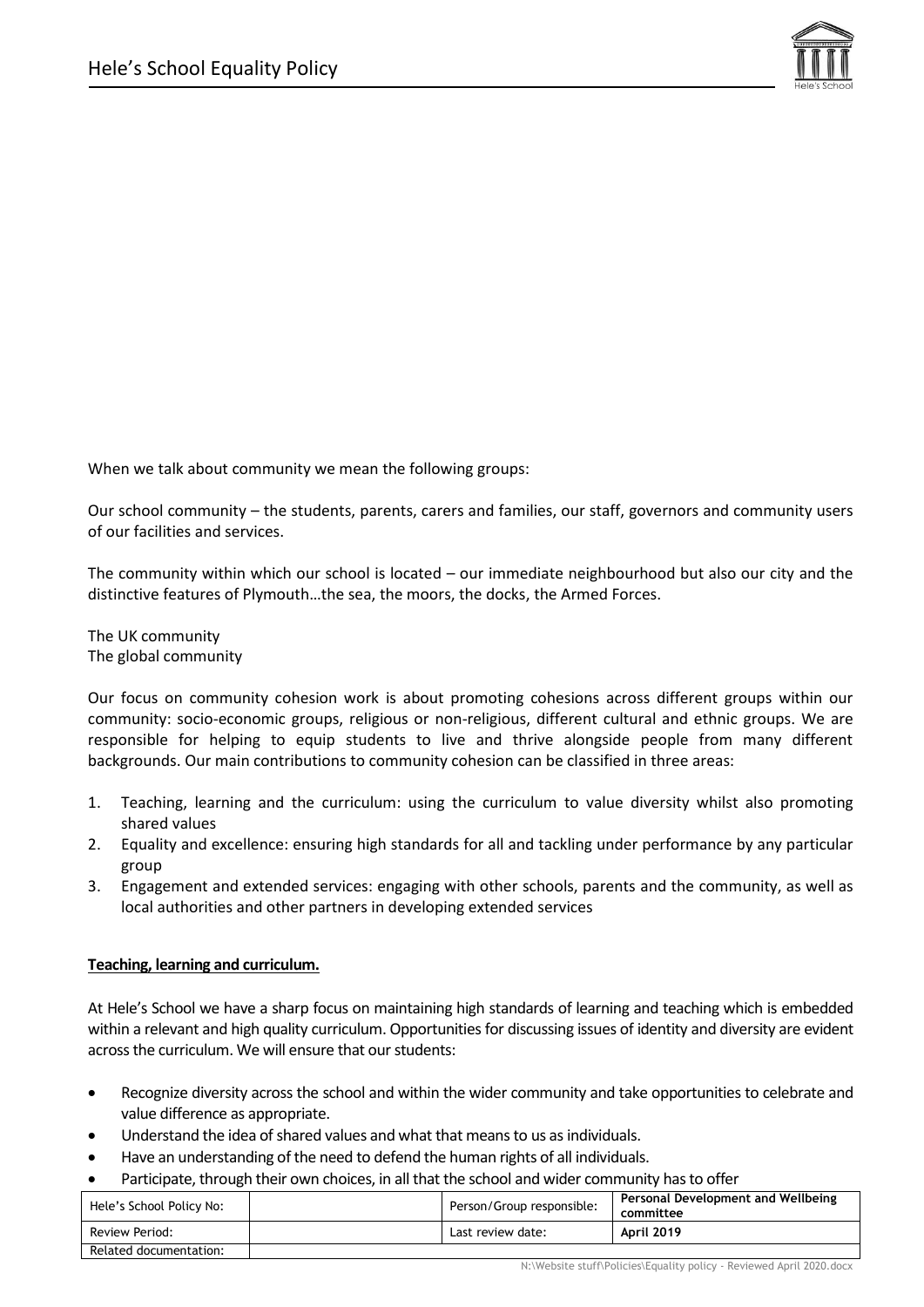When we talk about community we mean the following groups:

Our school community – the students, parents, carers and families, our staff, governors and community users of our facilities and services.

The community within which our school is located – our immediate neighbourhood but also our city and the distinctive features of Plymouth…the sea, the moors, the docks, the Armed Forces.

The UK community
The global community

Our focus on community cohesion work is about promoting cohesions across different groups within our community: socio-economic groups, religious or non-religious, different cultural and ethnic groups. We are responsible for helping to equip students to live and thrive alongside people from many different backgrounds. Our main contributions to community cohesion can be classified in three areas:

1. Teaching, learning and the curriculum: using the curriculum to value diversity whilst also promoting shared values
2. Equality and excellence: ensuring high standards for all and tackling under performance by any particular group
3. Engagement and extended services: engaging with other schools, parents and the community, as well as local authorities and other partners in developing extended services

**Teaching, learning and curriculum.**

At Hele's School we have a sharp focus on maintaining high standards of learning and teaching which is embedded within a relevant and high quality curriculum. Opportunities for discussing issues of identity and diversity are evident across the curriculum. We will ensure that our students:

- Recognize diversity across the school and within the wider community and take opportunities to celebrate and value difference as appropriate.
- Understand the idea of shared values and what that means to us as individuals.
- Have an understanding of the need to defend the human rights of all individuals.
- Participate, through their own choices, in all that the school and wider community has to offer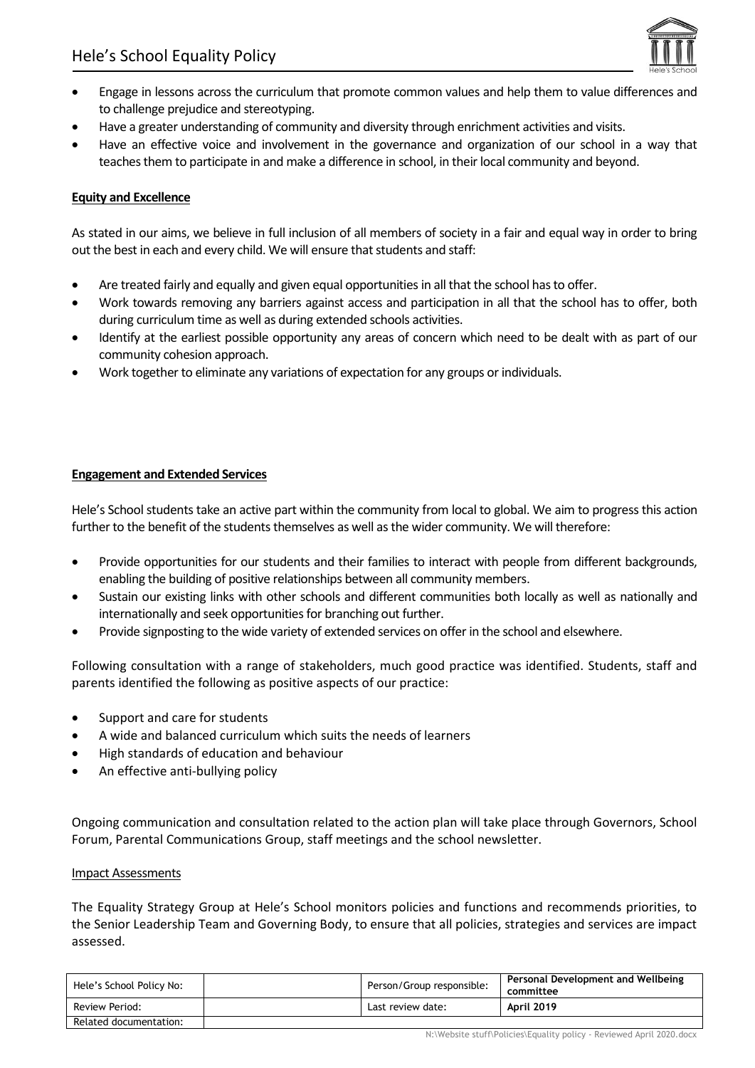- Engage in lessons across the curriculum that promote common values and help them to value differences and to challenge prejudice and stereotyping.
- Have a greater understanding of community and diversity through enrichment activities and visits.
- Have an effective voice and involvement in the governance and organization of our school in a way that teaches them to participate in and make a difference in school, in their local community and beyond.

**Equity and Excellence**

As stated in our aims, we believe in full inclusion of all members of society in a fair and equal way in order to bring out the best in each and every child. We will ensure that students and staff:

- Are treated fairly and equally and given equal opportunities in all that the school has to offer.
- Work towards removing any barriers against access and participation in all that the school has to offer, both during curriculum time as well as during extended schools activities.
- Identify at the earliest possible opportunity any areas of concern which need to be dealt with as part of our community cohesion approach.
- Work together to eliminate any variations of expectation for any groups or individuals.

**Engagement and Extended Services**

Hele's School students take an active part within the community from local to global. We aim to progress this action further to the benefit of the students themselves as well as the wider community. We will therefore:

- Provide opportunities for our students and their families to interact with people from different backgrounds, enabling the building of positive relationships between all community members.
- Sustain our existing links with other schools and different communities both locally as well as nationally and internationally and seek opportunities for branching out further.
- Provide signposting to the wide variety of extended services on offer in the school and elsewhere.

Following consultation with a range of stakeholders, much good practice was identified. Students, staff and parents identified the following as positive aspects of our practice:

- Support and care for students
- A wide and balanced curriculum which suits the needs of learners
- High standards of education and behaviour
- An effective anti-bullying policy

Ongoing communication and consultation related to the action plan will take place through Governors, School Forum, Parental Communications Group, staff meetings and the school newsletter.

Impact Assessments

The Equality Strategy Group at Hele's School monitors policies and functions and recommends priorities, to the Senior Leadership Team and Governing Body, to ensure that all policies, strategies and services are impact assessed.

| Hele's School Policy No: | | Person/Group responsible: | **Personal Development and Wellbeing committee** |
|---|---|---|---|
| Review Period: | | Last review date: | **April 2019** |
| Related documentation: | | | |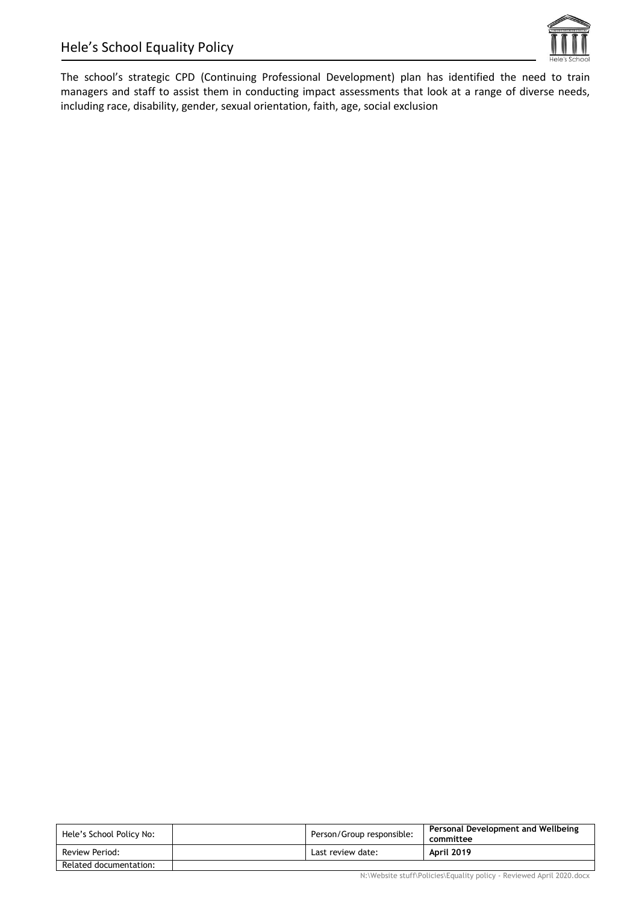The school's strategic CPD (Continuing Professional Development) plan has identified the need to train managers and staff to assist them in conducting impact assessments that look at a range of diverse needs, including race, disability, gender, sexual orientation, faith, age, social exclusion

| | | | |
|---|---|---|---|
| Hele's School Policy No: | | Person/Group responsible: | **Personal Development and Wellbeing committee** |
| Review Period: | | Last review date: | **April 2019** |
| Related documentation: | | | |